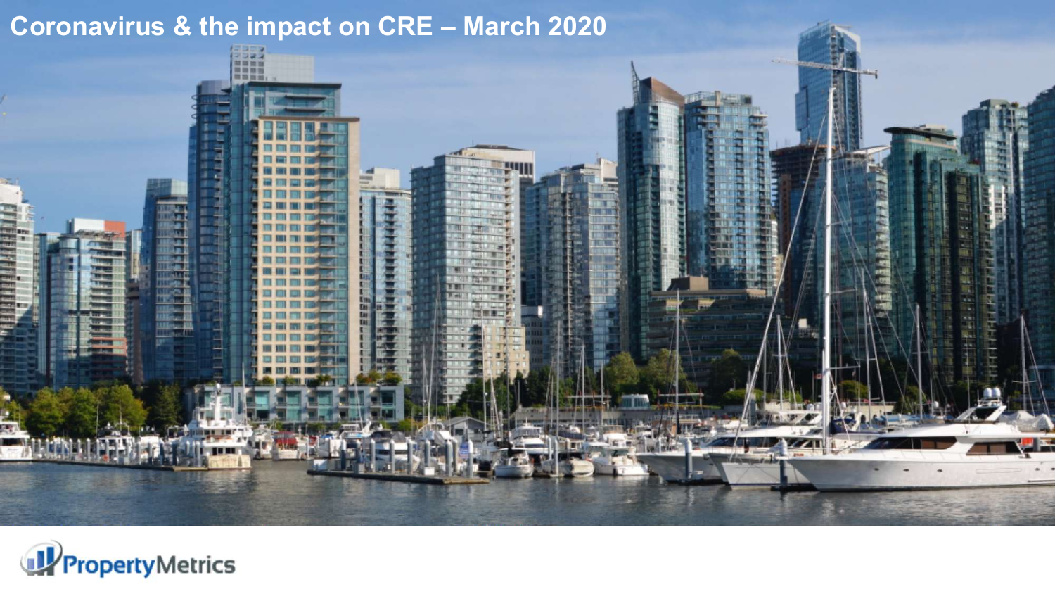# Coronavirus & the impact on CRE – March 2020

PropertyMetrics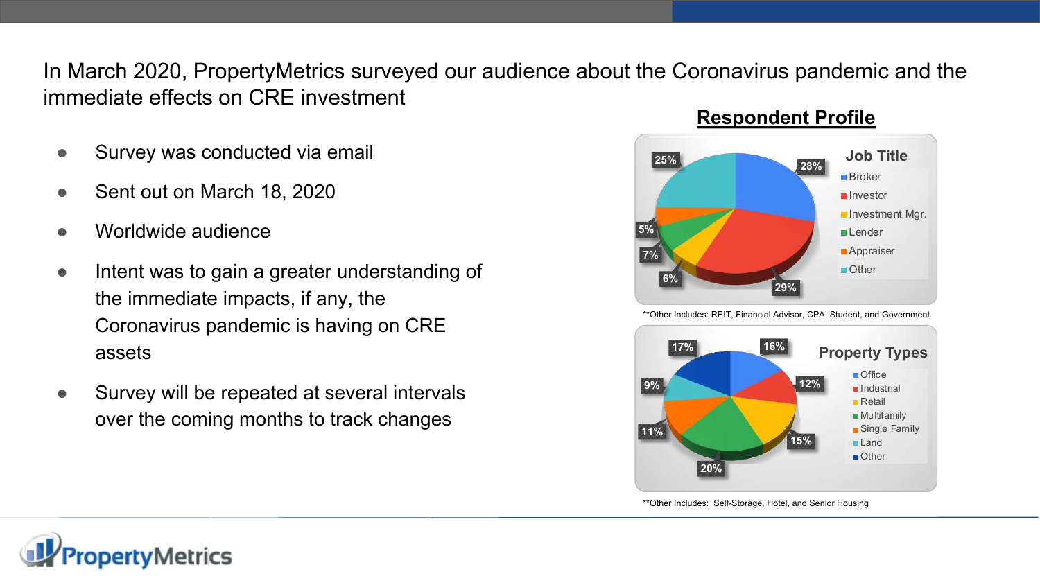In March 2020, PropertyMetrics surveyed our audience about the Coronavirus pandemic and the immediate effects on CRE investment

- Survey was conducted via email
- Sent out on March 18, 2020
- Worldwide audience
- Intent was to gain a greater understanding of the immediate impacts, if any, the Coronavirus pandemic is having on CRE assets
- Survey will be repeated at several intervals over the coming months to track changes

## Respondent Profile

### Job Title

| Job Title | % |
| --- | --- |
| Broker | 28% |
| Investor | 29% |
| Investment Mgr. | 6% |
| Lender | 7% |
| Appraiser | 5% |
| Other | 25% |

**Other Includes: REIT, Financial Advisor, CPA, Student, and Government

### Property Types

| Property Type | % |
| --- | --- |
| Office | 16% |
| Industrial | 12% |
| Retail | 15% |
| Multifamily | 20% |
| Single Family | 11% |
| Land | 9% |
| Other | 17% |

**Other Includes: Self-Storage, Hotel, and Senior Housing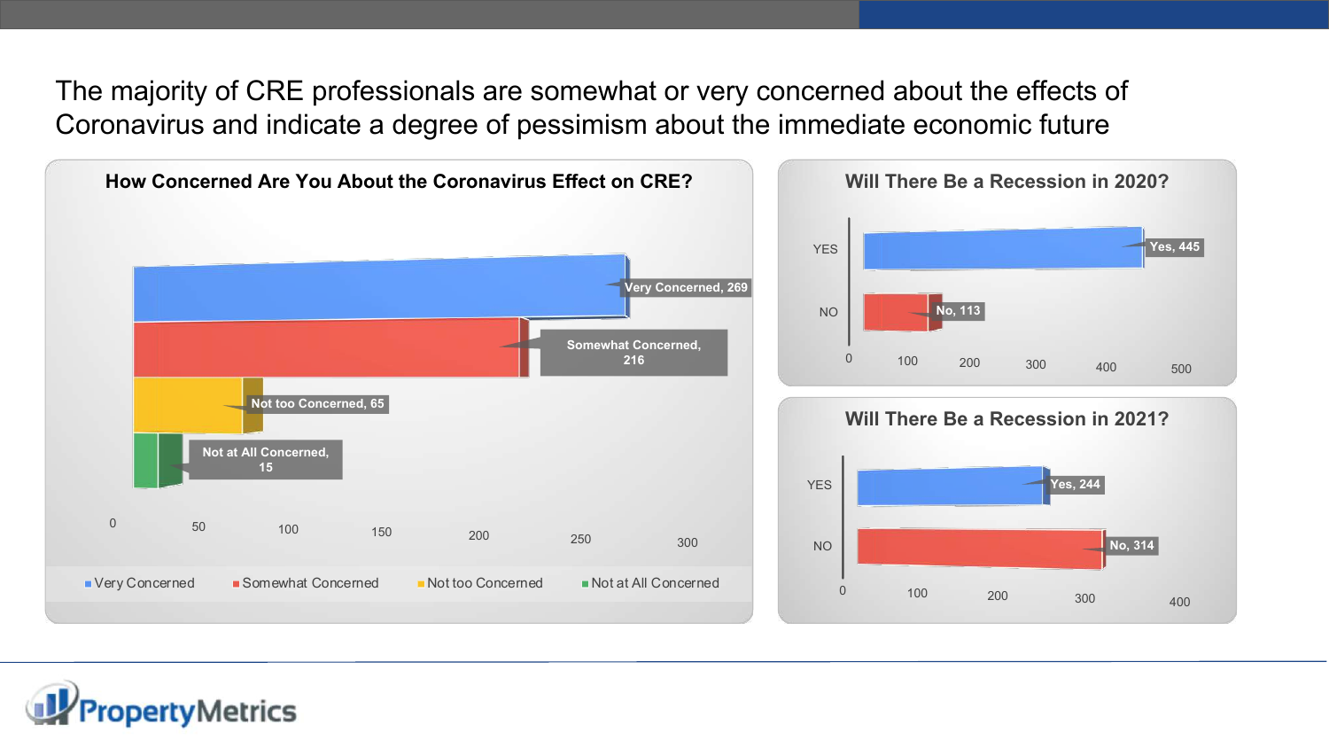# The majority of CRE professionals are somewhat or very concerned about the effects of Coronavirus and indicate a degree of pessimism about the immediate economic future

**How Concerned Are You About the Coronavirus Effect on CRE?**

| Response | Count |
| --- | --- |
| Very Concerned | 269 |
| Somewhat Concerned | 216 |
| Not too Concerned | 65 |
| Not at All Concerned | 15 |

**Will There Be a Recession in 2020?**

| Response | Count |
| --- | --- |
| Yes | 445 |
| No | 113 |

**Will There Be a Recession in 2021?**

| Response | Count |
| --- | --- |
| Yes | 244 |
| No | 314 |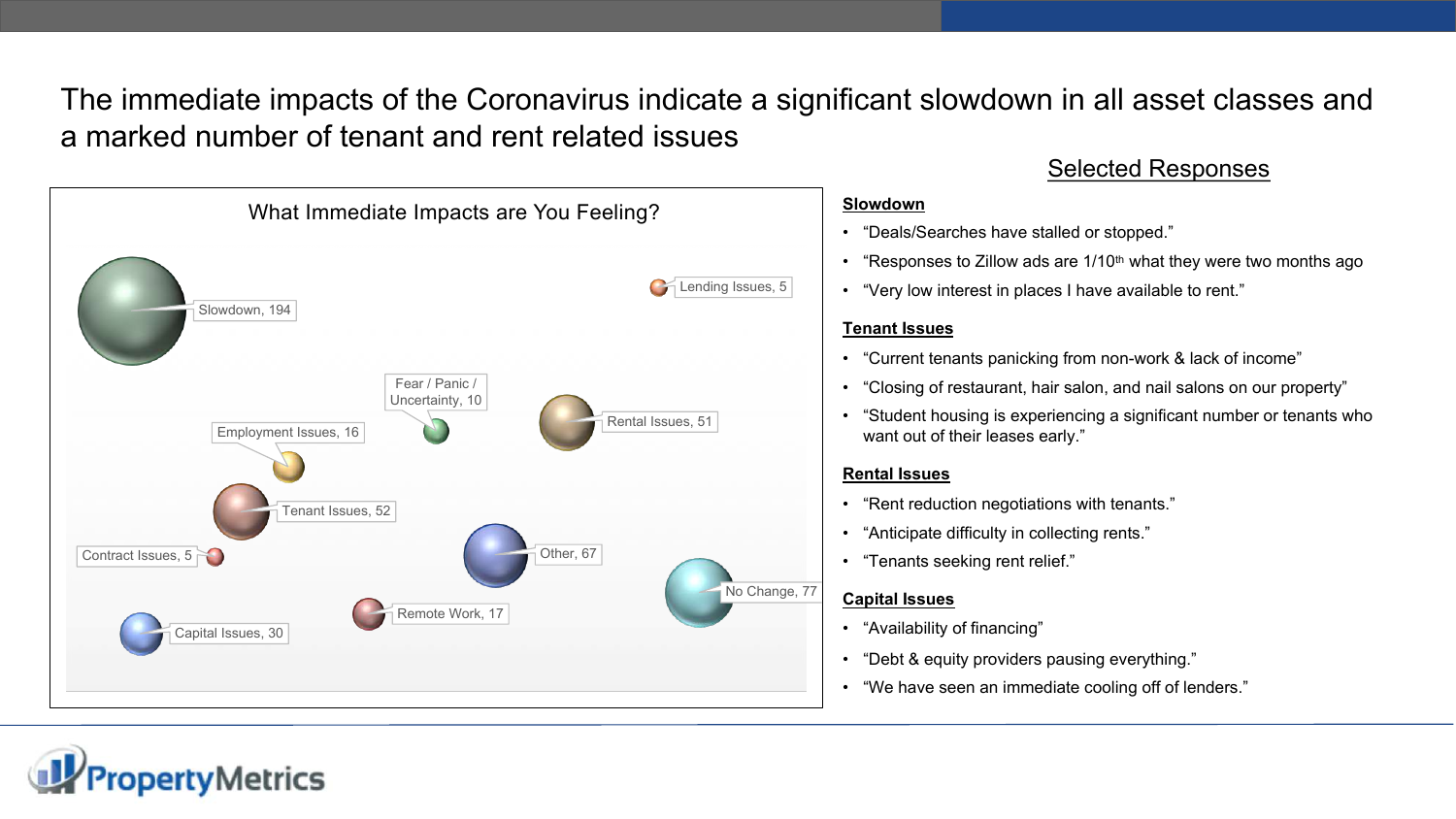# The immediate impacts of the Coronavirus indicate a significant slowdown in all asset classes and a marked number of tenant and rent related issues

## What Immediate Impacts are You Feeling?

- Slowdown, 194
- Lending Issues, 5
- Fear / Panic / Uncertainty, 10
- Rental Issues, 51
- Employment Issues, 16
- Tenant Issues, 52
- Contract Issues, 5
- Other, 67
- No Change, 77
- Remote Work, 17
- Capital Issues, 30

## Selected Responses

**Slowdown**

- "Deals/Searches have stalled or stopped."
- "Responses to Zillow ads are 1/10th what they were two months ago
- "Very low interest in places I have available to rent."

**Tenant Issues**

- "Current tenants panicking from non-work & lack of income"
- "Closing of restaurant, hair salon, and nail salons on our property"
- "Student housing is experiencing a significant number or tenants who want out of their leases early."

**Rental Issues**

- "Rent reduction negotiations with tenants."
- "Anticipate difficulty in collecting rents."
- "Tenants seeking rent relief."

**Capital Issues**

- "Availability of financing"
- "Debt & equity providers pausing everything."
- "We have seen an immediate cooling off of lenders."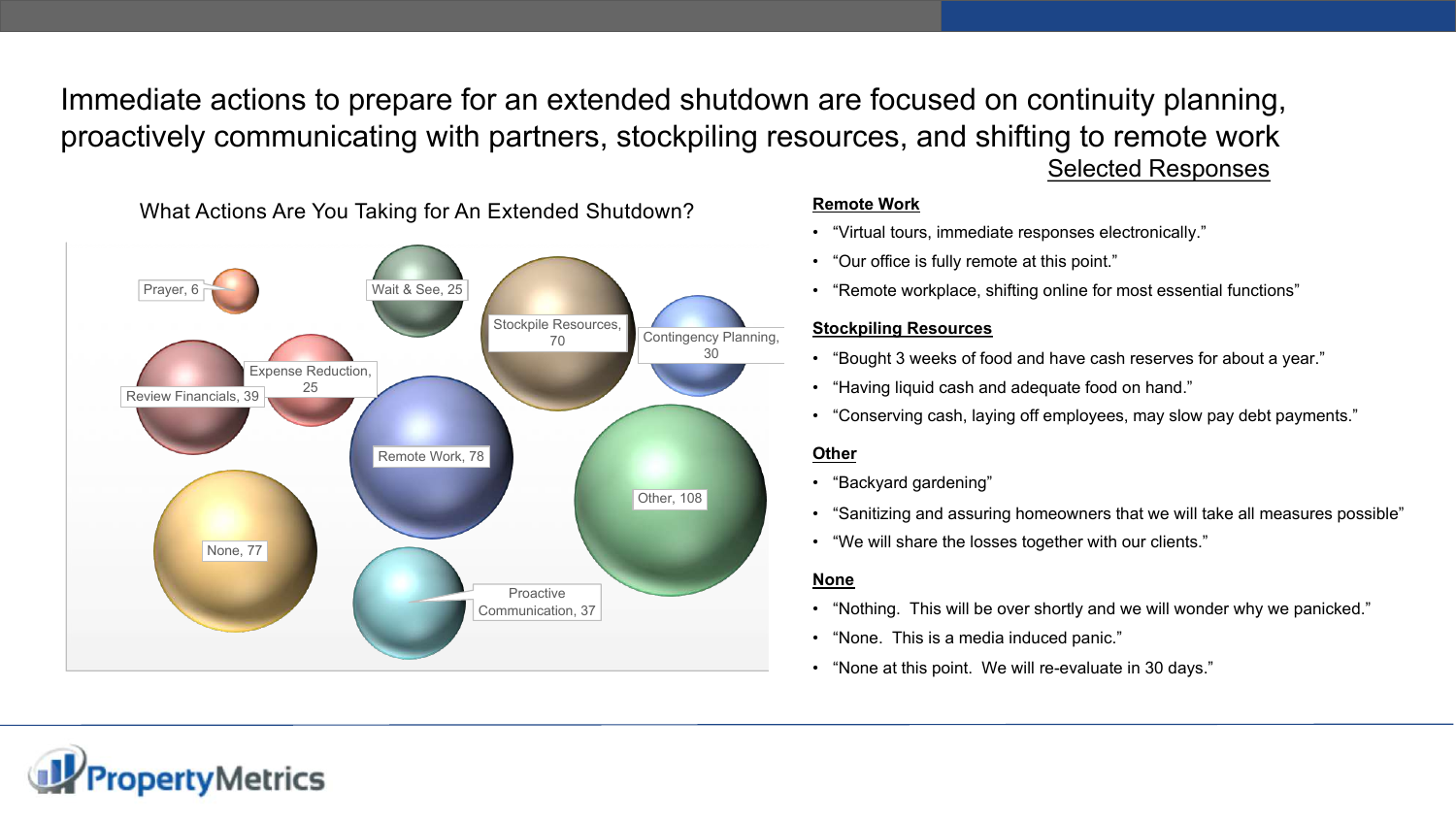# Immediate actions to prepare for an extended shutdown are focused on continuity planning, proactively communicating with partners, stockpiling resources, and shifting to remote work

### What Are You Taking for An Extended Shutdown?

| Action | Responses |
| --- | --- |
| Prayer | 6 |
| Wait & See | 25 |
| Stockpile Resources | 70 |
| Contingency Planning | 30 |
| Review Financials | 39 |
| Expense Reduction | 25 |
| Remote Work | 78 |
| Other | 108 |
| None | 77 |
| Proactive Communication | 37 |

## Selected Responses

**Remote Work**

- "Virtual tours, immediate responses electronically."
- "Our office is fully remote at this point."
- "Remote workplace, shifting online for most essential functions"

**Stockpiling Resources**

- "Bought 3 weeks of food and have cash reserves for about a year."
- "Having liquid cash and adequate food on hand."
- "Conserving cash, laying off employees, may slow pay debt payments."

**Other**

- "Backyard gardening"
- "Sanitizing and assuring homeowners that we will take all measures possible"
- "We will share the losses together with our clients."

**None**

- "Nothing. This will be over shortly and we will wonder why we panicked."
- "None. This is a media induced panic."
- "None at this point. We will re-evaluate in 30 days."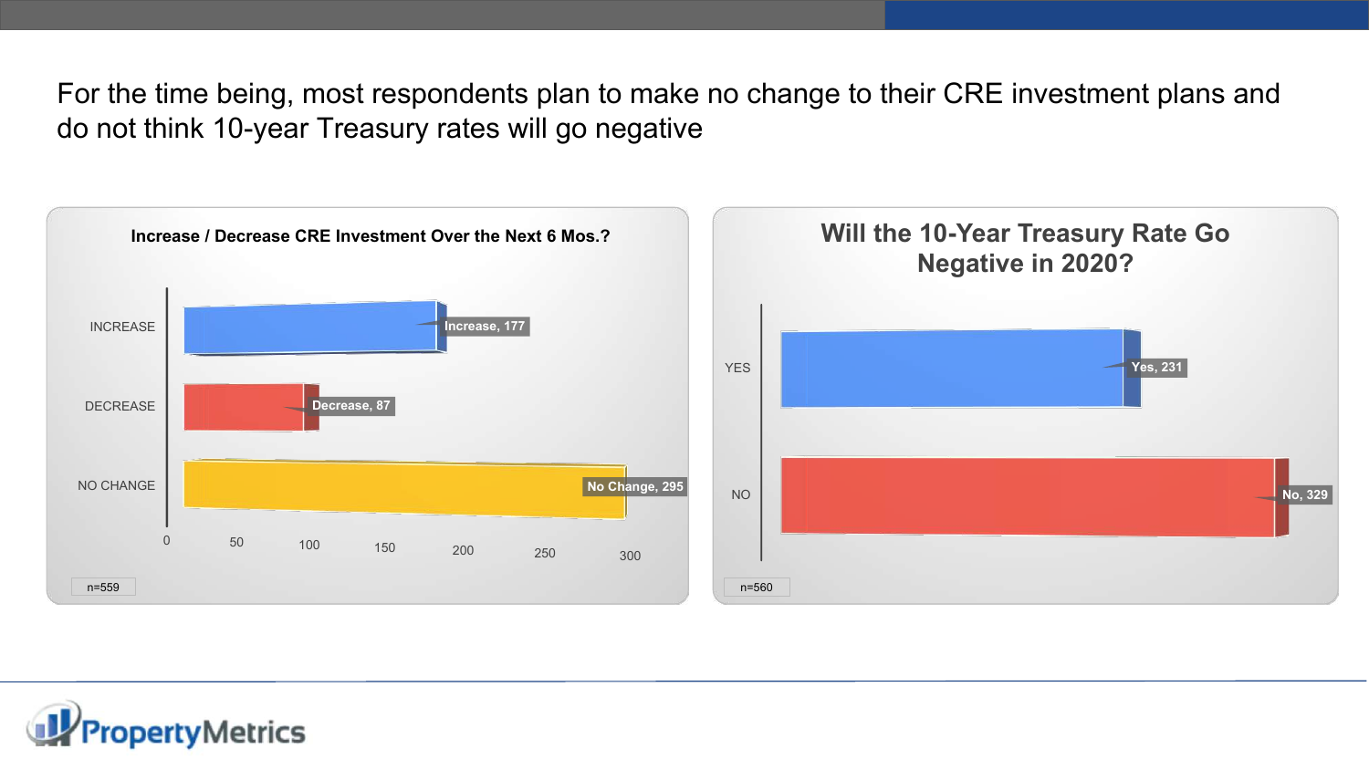# For the time being, most respondents plan to make no change to their CRE investment plans and do not think 10-year Treasury rates will go negative

### Increase / Decrease CRE Investment Over the Next 6 Mos.?

| Response | Count |
|---|---|
| INCREASE | 177 |
| DECREASE | 87 |
| NO CHANGE | 295 |

n=559

### Will the 10-Year Treasury Rate Go Negative in 2020?

| Response | Count |
|---|---|
| YES | 231 |
| NO | 329 |

n=560

PropertyMetrics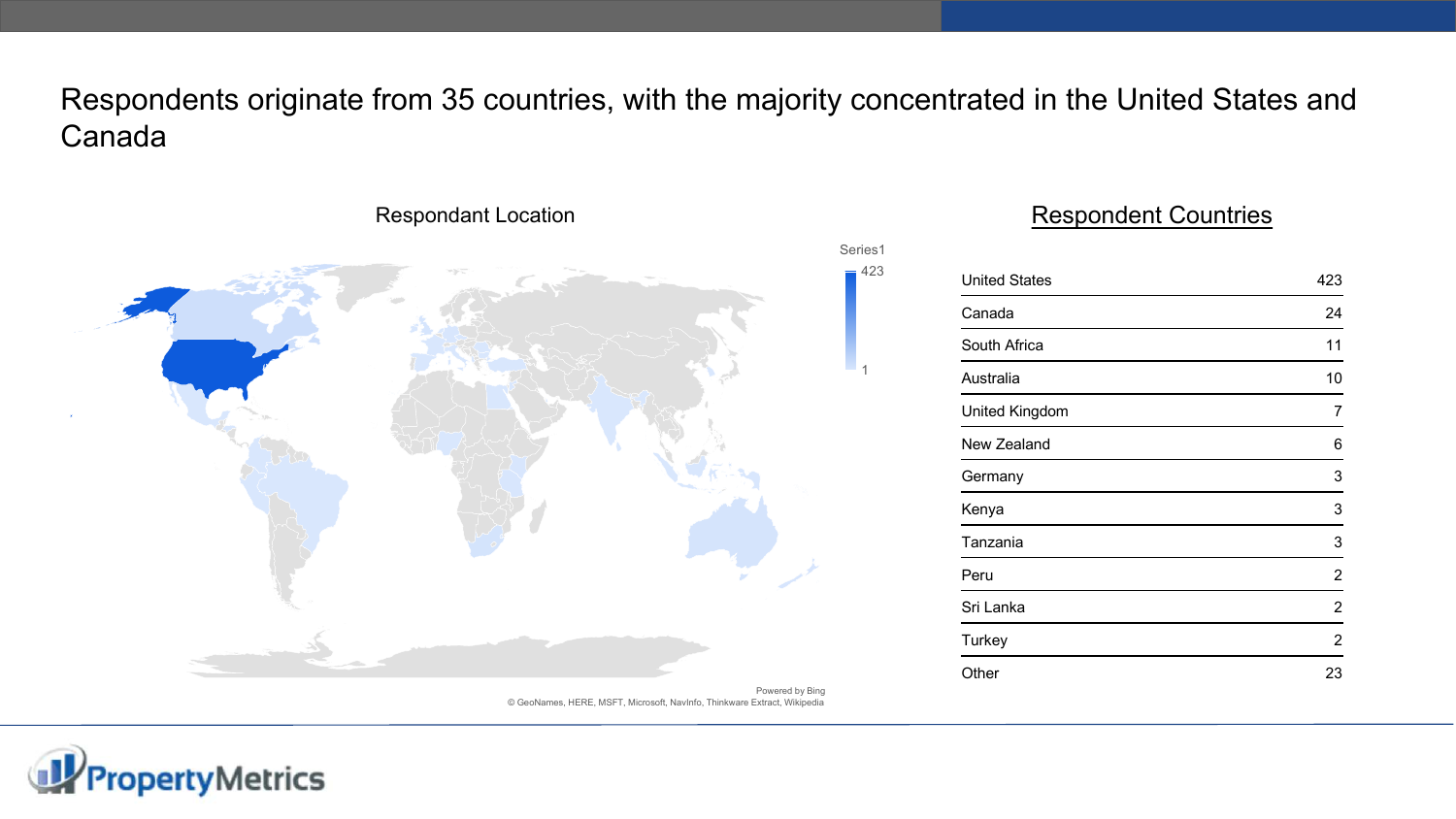# Respondents originate from 35 countries, with the majority concentrated in the United States and Canada

Respondant Location

Series1

423

1

Powered by Bing
© GeoNames, HERE, MSFT, Microsoft, NavInfo, Thinkware Extract, Wikipedia

## Respondent Countries

| Country | Count |
|---|---|
| United States | 423 |
| Canada | 24 |
| South Africa | 11 |
| Australia | 10 |
| United Kingdom | 7 |
| New Zealand | 6 |
| Germany | 3 |
| Kenya | 3 |
| Tanzania | 3 |
| Peru | 2 |
| Sri Lanka | 2 |
| Turkey | 2 |
| Other | 23 |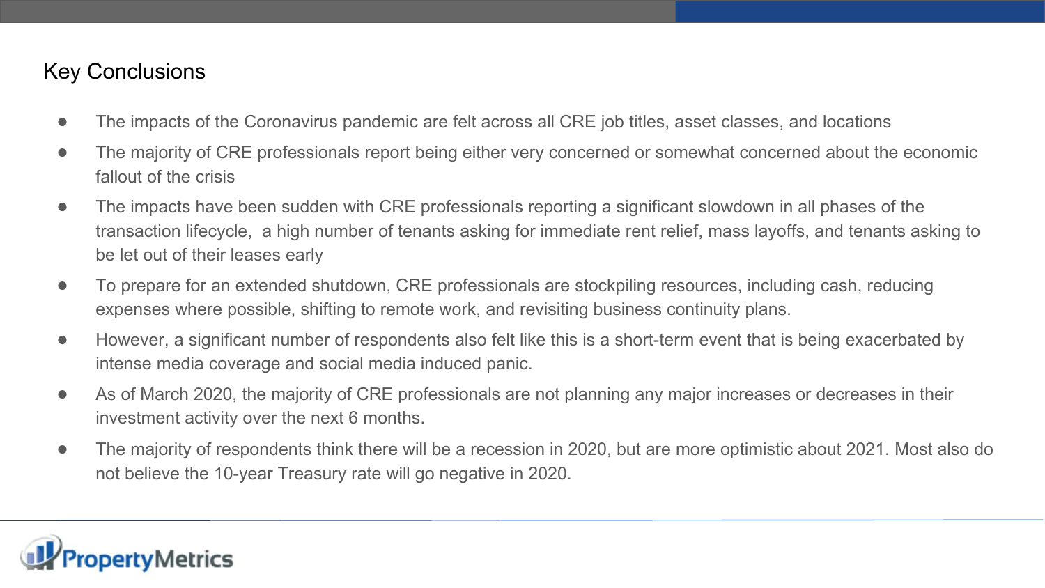## Key Conclusions

- The impacts of the Coronavirus pandemic are felt across all CRE job titles, asset classes, and locations
- The majority of CRE professionals report being either very concerned or somewhat concerned about the economic fallout of the crisis
- The impacts have been sudden with CRE professionals reporting a significant slowdown in all phases of the transaction lifecycle, a high number of tenants asking for immediate rent relief, mass layoffs, and tenants asking to be let out of their leases early
- To prepare for an extended shutdown, CRE professionals are stockpiling resources, including cash, reducing expenses where possible, shifting to remote work, and revisiting business continuity plans.
- However, a significant number of respondents also felt like this is a short-term event that is being exacerbated by intense media coverage and social media induced panic.
- As of March 2020, the majority of CRE professionals are not planning any major increases or decreases in their investment activity over the next 6 months.
- The majority of respondents think there will be a recession in 2020, but are more optimistic about 2021. Most also do not believe the 10-year Treasury rate will go negative in 2020.